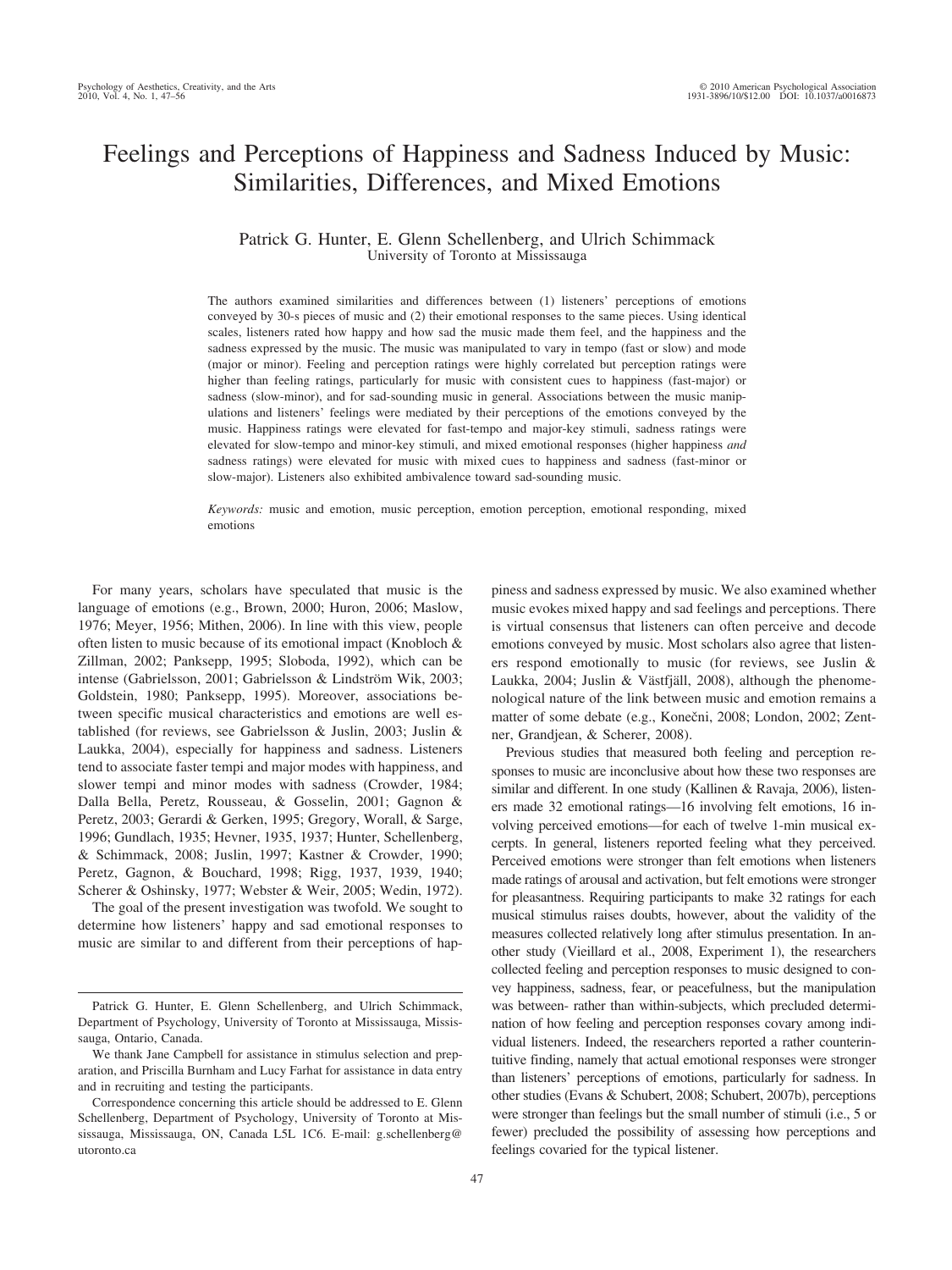# Feelings and Perceptions of Happiness and Sadness Induced by Music: Similarities, Differences, and Mixed Emotions

Patrick G. Hunter, E. Glenn Schellenberg, and Ulrich Schimmack
University of Toronto at Mississauga

The authors examined similarities and differences between (1) listeners' perceptions of emotions conveyed by 30-s pieces of music and (2) their emotional responses to the same pieces. Using identical scales, listeners rated how happy and how sad the music made them feel, and the happiness and the sadness expressed by the music. The music was manipulated to vary in tempo (fast or slow) and mode (major or minor). Feeling and perception ratings were highly correlated but perception ratings were higher than feeling ratings, particularly for music with consistent cues to happiness (fast-major) or sadness (slow-minor), and for sad-sounding music in general. Associations between the music manipulations and listeners' feelings were mediated by their perceptions of the emotions conveyed by the music. Happiness ratings were elevated for fast-tempo and major-key stimuli, sadness ratings were elevated for slow-tempo and minor-key stimuli, and mixed emotional responses (higher happiness *and* sadness ratings) were elevated for music with mixed cues to happiness and sadness (fast-minor or slow-major). Listeners also exhibited ambivalence toward sad-sounding music.

*Keywords:* music and emotion, music perception, emotion perception, emotional responding, mixed emotions

For many years, scholars have speculated that music is the language of emotions (e.g., Brown, 2000; Huron, 2006; Maslow, 1976; Meyer, 1956; Mithen, 2006). In line with this view, people often listen to music because of its emotional impact (Knobloch & Zillman, 2002; Panksepp, 1995; Sloboda, 1992), which can be intense (Gabrielsson, 2001; Gabrielsson & Lindström Wik, 2003; Goldstein, 1980; Panksepp, 1995). Moreover, associations between specific musical characteristics and emotions are well established (for reviews, see Gabrielsson & Juslin, 2003; Juslin & Laukka, 2004), especially for happiness and sadness. Listeners tend to associate faster tempi and major modes with happiness, and slower tempi and minor modes with sadness (Crowder, 1984; Dalla Bella, Peretz, Rousseau, & Gosselin, 2001; Gagnon & Peretz, 2003; Gerardi & Gerken, 1995; Gregory, Worall, & Sarge, 1996; Gundlach, 1935; Hevner, 1935, 1937; Hunter, Schellenberg, & Schimmack, 2008; Juslin, 1997; Kastner & Crowder, 1990; Peretz, Gagnon, & Bouchard, 1998; Rigg, 1937, 1939, 1940; Scherer & Oshinsky, 1977; Webster & Weir, 2005; Wedin, 1972).

The goal of the present investigation was twofold. We sought to determine how listeners' happy and sad emotional responses to music are similar to and different from their perceptions of happiness and sadness expressed by music. We also examined whether music evokes mixed happy and sad feelings and perceptions. There is virtual consensus that listeners can often perceive and decode emotions conveyed by music. Most scholars also agree that listeners respond emotionally to music (for reviews, see Juslin & Laukka, 2004; Juslin & Västfjäll, 2008), although the phenomenological nature of the link between music and emotion remains a matter of some debate (e.g., Konečni, 2008; London, 2002; Zentner, Grandjean, & Scherer, 2008).

Previous studies that measured both feeling and perception responses to music are inconclusive about how these two responses are similar and different. In one study (Kallinen & Ravaja, 2006), listeners made 32 emotional ratings—16 involving felt emotions, 16 involving perceived emotions—for each of twelve 1-min musical excerpts. In general, listeners reported feeling what they perceived. Perceived emotions were stronger than felt emotions when listeners made ratings of arousal and activation, but felt emotions were stronger for pleasantness. Requiring participants to make 32 ratings for each musical stimulus raises doubts, however, about the validity of the measures collected relatively long after stimulus presentation. In another study (Vieillard et al., 2008, Experiment 1), the researchers collected feeling and perception responses to music designed to convey happiness, sadness, fear, or peacefulness, but the manipulation was between- rather than within-subjects, which precluded determination of how feeling and perception responses covary among individual listeners. Indeed, the researchers reported a rather counterintuitive finding, namely that actual emotional responses were stronger than listeners' perceptions of emotions, particularly for sadness. In other studies (Evans & Schubert, 2008; Schubert, 2007b), perceptions were stronger than feelings but the small number of stimuli (i.e., 5 or fewer) precluded the possibility of assessing how perceptions and feelings covaried for the typical listener.

Patrick G. Hunter, E. Glenn Schellenberg, and Ulrich Schimmack, Department of Psychology, University of Toronto at Mississauga, Mississauga, Ontario, Canada.

We thank Jane Campbell for assistance in stimulus selection and preparation, and Priscilla Burnham and Lucy Farhat for assistance in data entry and in recruiting and testing the participants.

Correspondence concerning this article should be addressed to E. Glenn Schellenberg, Department of Psychology, University of Toronto at Mississauga, Mississauga, ON, Canada L5L 1C6. E-mail: g.schellenberg@utoronto.ca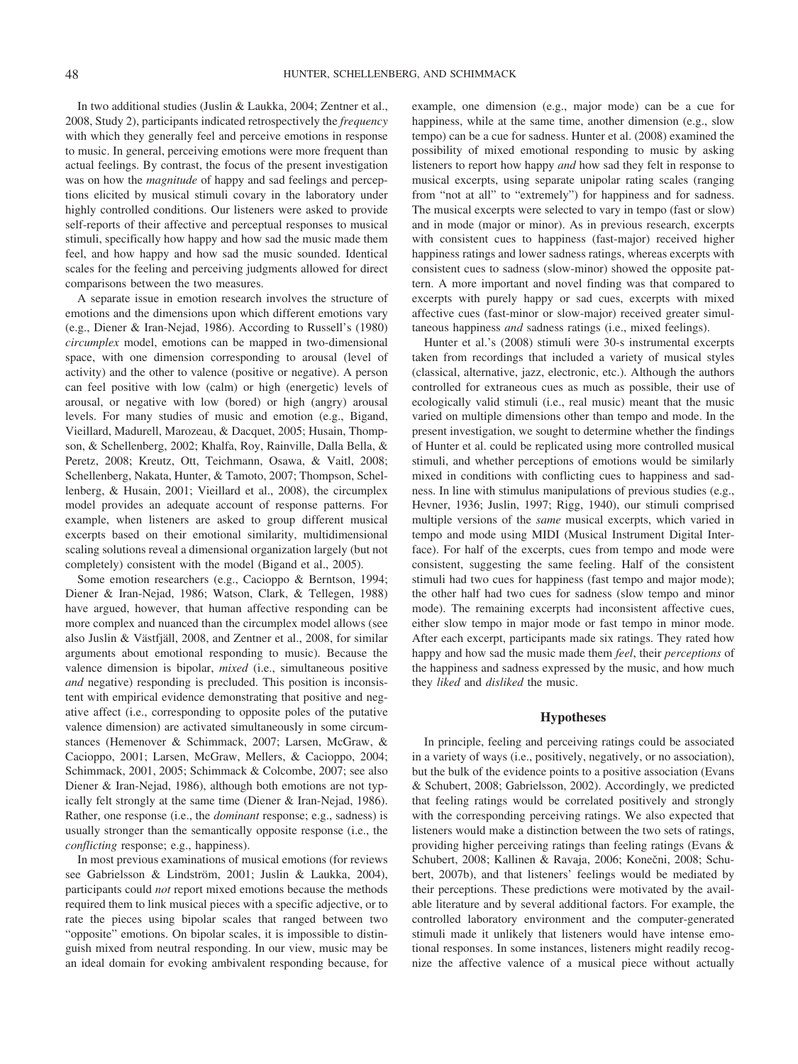In two additional studies (Juslin & Laukka, 2004; Zentner et al., 2008, Study 2), participants indicated retrospectively the *frequency* with which they generally feel and perceive emotions in response to music. In general, perceiving emotions were more frequent than actual feelings. By contrast, the focus of the present investigation was on how the *magnitude* of happy and sad feelings and perceptions elicited by musical stimuli covary in the laboratory under highly controlled conditions. Our listeners were asked to provide self-reports of their affective and perceptual responses to musical stimuli, specifically how happy and how sad the music made them feel, and how happy and how sad the music sounded. Identical scales for the feeling and perceiving judgments allowed for direct comparisons between the two measures.

A separate issue in emotion research involves the structure of emotions and the dimensions upon which different emotions vary (e.g., Diener & Iran-Nejad, 1986). According to Russell's (1980) *circumplex* model, emotions can be mapped in two-dimensional space, with one dimension corresponding to arousal (level of activity) and the other to valence (positive or negative). A person can feel positive with low (calm) or high (energetic) levels of arousal, or negative with low (bored) or high (angry) arousal levels. For many studies of music and emotion (e.g., Bigand, Vieillard, Madurell, Marozeau, & Dacquet, 2005; Husain, Thompson, & Schellenberg, 2002; Khalfa, Roy, Rainville, Dalla Bella, & Peretz, 2008; Kreutz, Ott, Teichmann, Osawa, & Vaitl, 2008; Schellenberg, Nakata, Hunter, & Tamoto, 2007; Thompson, Schellenberg, & Husain, 2001; Vieillard et al., 2008), the circumplex model provides an adequate account of response patterns. For example, when listeners are asked to group different musical excerpts based on their emotional similarity, multidimensional scaling solutions reveal a dimensional organization largely (but not completely) consistent with the model (Bigand et al., 2005).

Some emotion researchers (e.g., Cacioppo & Berntson, 1994; Diener & Iran-Nejad, 1986; Watson, Clark, & Tellegen, 1988) have argued, however, that human affective responding can be more complex and nuanced than the circumplex model allows (see also Juslin & Västfjäll, 2008, and Zentner et al., 2008, for similar arguments about emotional responding to music). Because the valence dimension is bipolar, *mixed* (i.e., simultaneous positive *and* negative) responding is precluded. This position is inconsistent with empirical evidence demonstrating that positive and negative affect (i.e., corresponding to opposite poles of the putative valence dimension) are activated simultaneously in some circumstances (Hemenover & Schimmack, 2007; Larsen, McGraw, & Cacioppo, 2001; Larsen, McGraw, Mellers, & Cacioppo, 2004; Schimmack, 2001, 2005; Schimmack & Colcombe, 2007; see also Diener & Iran-Nejad, 1986), although both emotions are not typically felt strongly at the same time (Diener & Iran-Nejad, 1986). Rather, one response (i.e., the *dominant* response; e.g., sadness) is usually stronger than the semantically opposite response (i.e., the *conflicting* response; e.g., happiness).

In most previous examinations of musical emotions (for reviews see Gabrielsson & Lindström, 2001; Juslin & Laukka, 2004), participants could *not* report mixed emotions because the methods required them to link musical pieces with a specific adjective, or to rate the pieces using bipolar scales that ranged between two "opposite" emotions. On bipolar scales, it is impossible to distinguish mixed from neutral responding. In our view, music may be an ideal domain for evoking ambivalent responding because, for example, one dimension (e.g., major mode) can be a cue for happiness, while at the same time, another dimension (e.g., slow tempo) can be a cue for sadness. Hunter et al. (2008) examined the possibility of mixed emotional responding to music by asking listeners to report how happy *and* how sad they felt in response to musical excerpts, using separate unipolar rating scales (ranging from "not at all" to "extremely") for happiness and for sadness. The musical excerpts were selected to vary in tempo (fast or slow) and in mode (major or minor). As in previous research, excerpts with consistent cues to happiness (fast-major) received higher happiness ratings and lower sadness ratings, whereas excerpts with consistent cues to sadness (slow-minor) showed the opposite pattern. A more important and novel finding was that compared to excerpts with purely happy or sad cues, excerpts with mixed affective cues (fast-minor or slow-major) received greater simultaneous happiness *and* sadness ratings (i.e., mixed feelings).

Hunter et al.'s (2008) stimuli were 30-s instrumental excerpts taken from recordings that included a variety of musical styles (classical, alternative, jazz, electronic, etc.). Although the authors controlled for extraneous cues as much as possible, their use of ecologically valid stimuli (i.e., real music) meant that the music varied on multiple dimensions other than tempo and mode. In the present investigation, we sought to determine whether the findings of Hunter et al. could be replicated using more controlled musical stimuli, and whether perceptions of emotions would be similarly mixed in conditions with conflicting cues to happiness and sadness. In line with stimulus manipulations of previous studies (e.g., Hevner, 1936; Juslin, 1997; Rigg, 1940), our stimuli comprised multiple versions of the *same* musical excerpts, which varied in tempo and mode using MIDI (Musical Instrument Digital Interface). For half of the excerpts, cues from tempo and mode were consistent, suggesting the same feeling. Half of the consistent stimuli had two cues for happiness (fast tempo and major mode); the other half had two cues for sadness (slow tempo and minor mode). The remaining excerpts had inconsistent affective cues, either slow tempo in major mode or fast tempo in minor mode. After each excerpt, participants made six ratings. They rated how happy and how sad the music made them *feel*, their *perceptions* of the happiness and sadness expressed by the music, and how much they *liked* and *disliked* the music.

## Hypotheses

In principle, feeling and perceiving ratings could be associated in a variety of ways (i.e., positively, negatively, or no association), but the bulk of the evidence points to a positive association (Evans & Schubert, 2008; Gabrielsson, 2002). Accordingly, we predicted that feeling ratings would be correlated positively and strongly with the corresponding perceiving ratings. We also expected that listeners would make a distinction between the two sets of ratings, providing higher perceiving ratings than feeling ratings (Evans & Schubert, 2008; Kallinen & Ravaja, 2006; Konečni, 2008; Schubert, 2007b), and that listeners' feelings would be mediated by their perceptions. These predictions were motivated by the available literature and by several additional factors. For example, the controlled laboratory environment and the computer-generated stimuli made it unlikely that listeners would have intense emotional responses. In some instances, listeners might readily recognize the affective valence of a musical piece without actually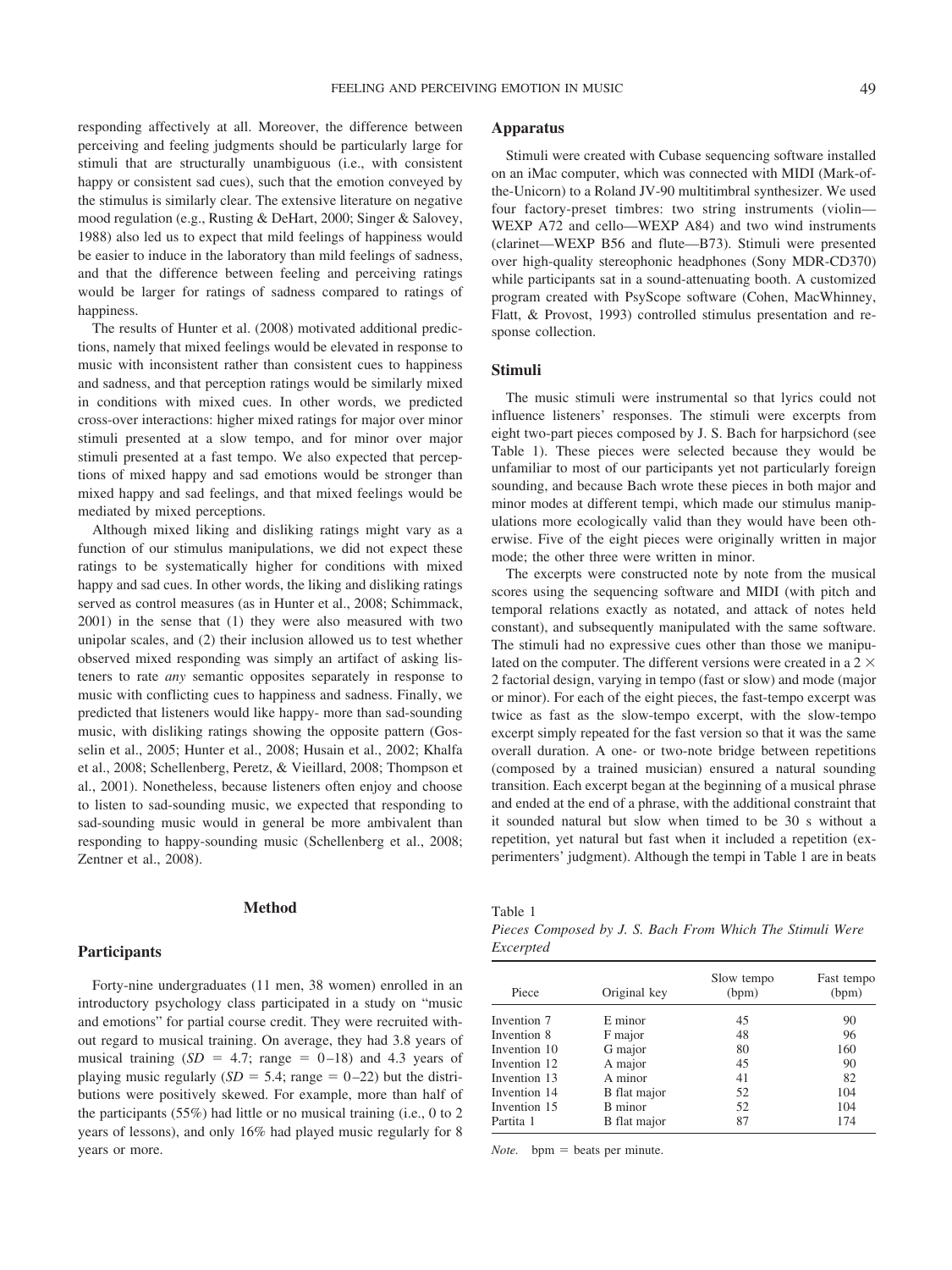responding affectively at all. Moreover, the difference between perceiving and feeling judgments should be particularly large for stimuli that are structurally unambiguous (i.e., with consistent happy or consistent sad cues), such that the emotion conveyed by the stimulus is similarly clear. The extensive literature on negative mood regulation (e.g., Rusting & DeHart, 2000; Singer & Salovey, 1988) also led us to expect that mild feelings of happiness would be easier to induce in the laboratory than mild feelings of sadness, and that the difference between feeling and perceiving ratings would be larger for ratings of sadness compared to ratings of happiness.

The results of Hunter et al. (2008) motivated additional predictions, namely that mixed feelings would be elevated in response to music with inconsistent rather than consistent cues to happiness and sadness, and that perception ratings would be similarly mixed in conditions with mixed cues. In other words, we predicted cross-over interactions: higher mixed ratings for major over minor stimuli presented at a slow tempo, and for minor over major stimuli presented at a fast tempo. We also expected that perceptions of mixed happy and sad emotions would be stronger than mixed happy and sad feelings, and that mixed feelings would be mediated by mixed perceptions.

Although mixed liking and disliking ratings might vary as a function of our stimulus manipulations, we did not expect these ratings to be systematically higher for conditions with mixed happy and sad cues. In other words, the liking and disliking ratings served as control measures (as in Hunter et al., 2008; Schimmack, 2001) in the sense that (1) they were also measured with two unipolar scales, and (2) their inclusion allowed us to test whether observed mixed responding was simply an artifact of asking listeners to rate *any* semantic opposites separately in response to music with conflicting cues to happiness and sadness. Finally, we predicted that listeners would like happy- more than sad-sounding music, with disliking ratings showing the opposite pattern (Gosselin et al., 2005; Hunter et al., 2008; Husain et al., 2002; Khalfa et al., 2008; Schellenberg, Peretz, & Vieillard, 2008; Thompson et al., 2001). Nonetheless, because listeners often enjoy and choose to listen to sad-sounding music, we expected that responding to sad-sounding music would in general be more ambivalent than responding to happy-sounding music (Schellenberg et al., 2008; Zentner et al., 2008).

## Method

### Participants

Forty-nine undergraduates (11 men, 38 women) enrolled in an introductory psychology class participated in a study on "music and emotions" for partial course credit. They were recruited without regard to musical training. On average, they had 3.8 years of musical training ($SD$ = 4.7; range = 0–18) and 4.3 years of playing music regularly ($SD$ = 5.4; range = 0–22) but the distributions were positively skewed. For example, more than half of the participants (55%) had little or no musical training (i.e., 0 to 2 years of lessons), and only 16% had played music regularly for 8 years or more.

### Apparatus

Stimuli were created with Cubase sequencing software installed on an iMac computer, which was connected with MIDI (Mark-of-the-Unicorn) to a Roland JV-90 multitimbral synthesizer. We used four factory-preset timbres: two string instruments (violin—WEXP A72 and cello—WEXP A84) and two wind instruments (clarinet—WEXP B56 and flute—B73). Stimuli were presented over high-quality stereophonic headphones (Sony MDR-CD370) while participants sat in a sound-attenuating booth. A customized program created with PsyScope software (Cohen, MacWhinney, Flatt, & Provost, 1993) controlled stimulus presentation and response collection.

### Stimuli

The music stimuli were instrumental so that lyrics could not influence listeners' responses. The stimuli were excerpts from eight two-part pieces composed by J. S. Bach for harpsichord (see Table 1). These pieces were selected because they would be unfamiliar to most of our participants yet not particularly foreign sounding, and because Bach wrote these pieces in both major and minor modes at different tempi, which made our stimulus manipulations more ecologically valid than they would have been otherwise. Five of the eight pieces were originally written in major mode; the other three were written in minor.

The excerpts were constructed note by note from the musical scores using the sequencing software and MIDI (with pitch and temporal relations exactly as notated, and attack of notes held constant), and subsequently manipulated with the same software. The stimuli had no expressive cues other than those we manipulated on the computer. The different versions were created in a 2 × 2 factorial design, varying in tempo (fast or slow) and mode (major or minor). For each of the eight pieces, the fast-tempo excerpt was twice as fast as the slow-tempo excerpt, with the slow-tempo excerpt simply repeated for the fast version so that it was the same overall duration. A one- or two-note bridge between repetitions (composed by a trained musician) ensured a natural sounding transition. Each excerpt began at the beginning of a musical phrase and ended at the end of a phrase, with the additional constraint that it sounded natural but slow when timed to be 30 s without a repetition, yet natural but fast when it included a repetition (experimenters' judgment). Although the tempi in Table 1 are in beats

Table 1
*Pieces Composed by J. S. Bach From Which The Stimuli Were Excerpted*

| Piece | Original key | Slow tempo (bpm) | Fast tempo (bpm) |
|---|---|---|---|
| Invention 7 | E minor | 45 | 90 |
| Invention 8 | F major | 48 | 96 |
| Invention 10 | G major | 80 | 160 |
| Invention 12 | A major | 45 | 90 |
| Invention 13 | A minor | 41 | 82 |
| Invention 14 | B flat major | 52 | 104 |
| Invention 15 | B minor | 52 | 104 |
| Partita 1 | B flat major | 87 | 174 |

*Note.* bpm = beats per minute.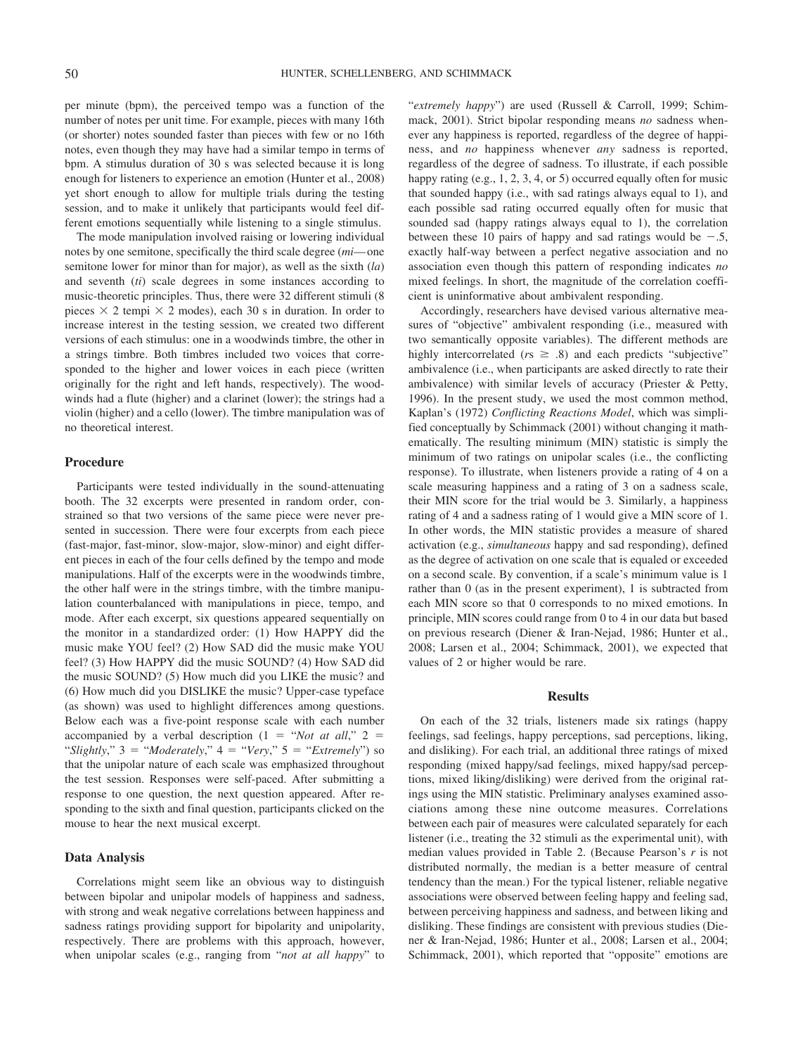per minute (bpm), the perceived tempo was a function of the number of notes per unit time. For example, pieces with many 16th (or shorter) notes sounded faster than pieces with few or no 16th notes, even though they may have had a similar tempo in terms of bpm. A stimulus duration of 30 s was selected because it is long enough for listeners to experience an emotion (Hunter et al., 2008) yet short enough to allow for multiple trials during the testing session, and to make it unlikely that participants would feel different emotions sequentially while listening to a single stimulus.

The mode manipulation involved raising or lowering individual notes by one semitone, specifically the third scale degree (*mi*—one semitone lower for minor than for major), as well as the sixth (*la*) and seventh (*ti*) scale degrees in some instances according to music-theoretic principles. Thus, there were 32 different stimuli (8 pieces × 2 tempi × 2 modes), each 30 s in duration. In order to increase interest in the testing session, we created two different versions of each stimulus: one in a woodwinds timbre, the other in a strings timbre. Both timbres included two voices that corresponded to the higher and lower voices in each piece (written originally for the right and left hands, respectively). The woodwinds had a flute (higher) and a clarinet (lower); the strings had a violin (higher) and a cello (lower). The timbre manipulation was of no theoretical interest.

## Procedure

Participants were tested individually in the sound-attenuating booth. The 32 excerpts were presented in random order, constrained so that two versions of the same piece were never presented in succession. There were four excerpts from each piece (fast-major, fast-minor, slow-major, slow-minor) and eight different pieces in each of the four cells defined by the tempo and mode manipulations. Half of the excerpts were in the woodwinds timbre, the other half were in the strings timbre, with the timbre manipulation counterbalanced with manipulations in piece, tempo, and mode. After each excerpt, six questions appeared sequentially on the monitor in a standardized order: (1) How HAPPY did the music make YOU feel? (2) How SAD did the music make YOU feel? (3) How HAPPY did the music SOUND? (4) How SAD did the music SOUND? (5) How much did you LIKE the music? and (6) How much did you DISLIKE the music? Upper-case typeface (as shown) was used to highlight differences among questions. Below each was a five-point response scale with each number accompanied by a verbal description (1 = "*Not at all*," 2 = "*Slightly*," 3 = "*Moderately*," 4 = "*Very*," 5 = "*Extremely*") so that the unipolar nature of each scale was emphasized throughout the test session. Responses were self-paced. After submitting a response to one question, the next question appeared. After responding to the sixth and final question, participants clicked on the mouse to hear the next musical excerpt.

## Data Analysis

Correlations might seem like an obvious way to distinguish between bipolar and unipolar models of happiness and sadness, with strong and weak negative correlations between happiness and sadness ratings providing support for bipolarity and unipolarity, respectively. There are problems with this approach, however, when unipolar scales (e.g., ranging from "*not at all happy*" to "*extremely happy*") are used (Russell & Carroll, 1999; Schimmack, 2001). Strict bipolar responding means *no* sadness whenever any happiness is reported, regardless of the degree of happiness, and *no* happiness whenever *any* sadness is reported, regardless of the degree of sadness. To illustrate, if each possible happy rating (e.g., 1, 2, 3, 4, or 5) occurred equally often for music that sounded happy (i.e., with sad ratings always equal to 1), and each possible sad rating occurred equally often for music that sounded sad (happy ratings always equal to 1), the correlation between these 10 pairs of happy and sad ratings would be −.5, exactly half-way between a perfect negative association and no association even though this pattern of responding indicates *no* mixed feelings. In short, the magnitude of the correlation coefficient is uninformative about ambivalent responding.

Accordingly, researchers have devised various alternative measures of "objective" ambivalent responding (i.e., measured with two semantically opposite variables). The different methods are highly intercorrelated ($rs \geq .8$) and each predicts "subjective" ambivalence (i.e., when participants are asked directly to rate their ambivalence) with similar levels of accuracy (Priester & Petty, 1996). In the present study, we used the most common method, Kaplan's (1972) *Conflicting Reactions Model*, which was simplified conceptually by Schimmack (2001) without changing it mathematically. The resulting minimum (MIN) statistic is simply the minimum of two ratings on unipolar scales (i.e., the conflicting response). To illustrate, when listeners provide a rating of 4 on a scale measuring happiness and a rating of 3 on a sadness scale, their MIN score for the trial would be 3. Similarly, a happiness rating of 4 and a sadness rating of 1 would give a MIN score of 1. In other words, the MIN statistic provides a measure of shared activation (e.g., *simultaneous* happy and sad responding), defined as the degree of activation on one scale that is equaled or exceeded on a second scale. By convention, if a scale's minimum value is 1 rather than 0 (as in the present experiment), 1 is subtracted from each MIN score so that 0 corresponds to no mixed emotions. In principle, MIN scores could range from 0 to 4 in our data but based on previous research (Diener & Iran-Nejad, 1986; Hunter et al., 2008; Larsen et al., 2004; Schimmack, 2001), we expected that values of 2 or higher would be rare.

# Results

On each of the 32 trials, listeners made six ratings (happy feelings, sad feelings, happy perceptions, sad perceptions, liking, and disliking). For each trial, an additional three ratings of mixed responding (mixed happy/sad feelings, mixed happy/sad perceptions, mixed liking/disliking) were derived from the original ratings using the MIN statistic. Preliminary analyses examined associations among these nine outcome measures. Correlations between each pair of measures were calculated separately for each listener (i.e., treating the 32 stimuli as the experimental unit), with median values provided in Table 2. (Because Pearson's $r$ is not distributed normally, the median is a better measure of central tendency than the mean.) For the typical listener, reliable negative associations were observed between feeling happy and feeling sad, between perceiving happiness and sadness, and between liking and disliking. These findings are consistent with previous studies (Diener & Iran-Nejad, 1986; Hunter et al., 2008; Larsen et al., 2004; Schimmack, 2001), which reported that "opposite" emotions are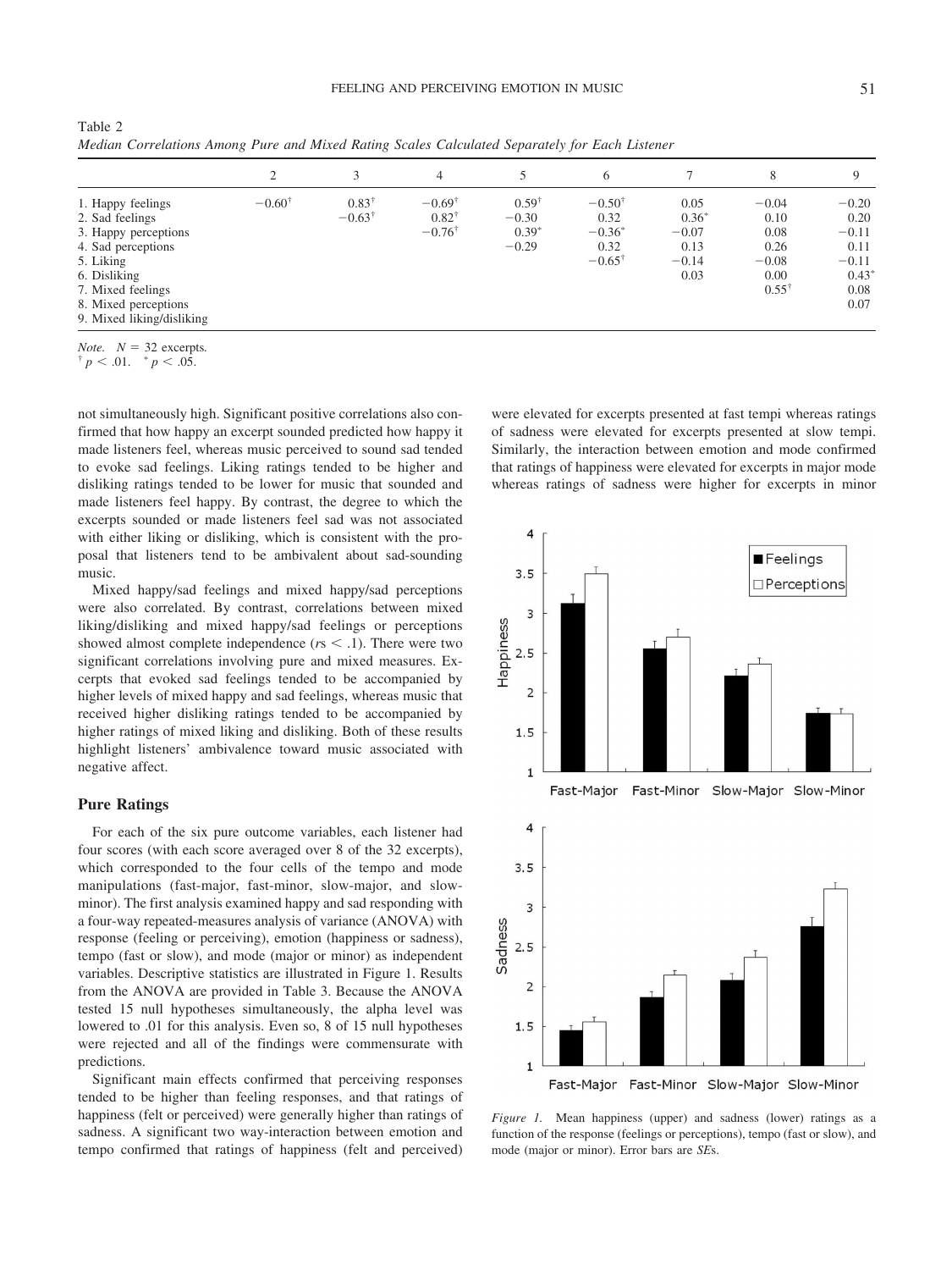Table 2
*Median Correlations Among Pure and Mixed Rating Scales Calculated Separately for Each Listener*

| | 2 | 3 | 4 | 5 | 6 | 7 | 8 | 9 |
|---|---|---|---|---|---|---|---|---|
| 1. Happy feelings | −0.60† | 0.83† | −0.69† | 0.59† | −0.50† | 0.05 | −0.04 | −0.20 |
| 2. Sad feelings | | −0.63† | 0.82† | −0.30 | 0.32 | 0.36* | 0.10 | 0.20 |
| 3. Happy perceptions | | | −0.76† | 0.39* | −0.36* | −0.07 | 0.08 | −0.11 |
| 4. Sad perceptions | | | | −0.29 | 0.32 | 0.13 | 0.26 | 0.11 |
| 5. Liking | | | | | −0.65† | −0.14 | −0.08 | −0.11 |
| 6. Disliking | | | | | | 0.03 | 0.00 | 0.43* |
| 7. Mixed feelings | | | | | | | 0.55† | 0.08 |
| 8. Mixed perceptions | | | | | | | | 0.07 |
| 9. Mixed liking/disliking | | | | | | | | |

*Note.* $N = 32$ excerpts.
† $p < .01$. * $p < .05$.

not simultaneously high. Significant positive correlations also confirmed that how happy an excerpt sounded predicted how happy it made listeners feel, whereas music perceived to sound sad tended to evoke sad feelings. Liking ratings tended to be higher and disliking ratings tended to be lower for music that sounded and made listeners feel happy. By contrast, the degree to which the excerpts sounded or made listeners feel sad was not associated with either liking or disliking, which is consistent with the proposal that listeners tend to be ambivalent about sad-sounding music.

Mixed happy/sad feelings and mixed happy/sad perceptions were also correlated. By contrast, correlations between mixed liking/disliking and mixed happy/sad feelings or perceptions showed almost complete independence ($r$s $< .1$). There were two significant correlations involving pure and mixed measures. Excerpts that evoked sad feelings tended to be accompanied by higher levels of mixed happy and sad feelings, whereas music that received higher disliking ratings tended to be accompanied by higher ratings of mixed liking and disliking. Both of these results highlight listeners' ambivalence toward music associated with negative affect.

## Pure Ratings

For each of the six pure outcome variables, each listener had four scores (with each score averaged over 8 of the 32 excerpts), which corresponded to the four cells of the tempo and mode manipulations (fast-major, fast-minor, slow-major, and slow-minor). The first analysis examined happy and sad responding with a four-way repeated-measures analysis of variance (ANOVA) with response (feeling or perceiving), emotion (happiness or sadness), tempo (fast or slow), and mode (major or minor) as independent variables. Descriptive statistics are illustrated in Figure 1. Results from the ANOVA are provided in Table 3. Because the ANOVA tested 15 null hypotheses simultaneously, the alpha level was lowered to .01 for this analysis. Even so, 8 of 15 null hypotheses were rejected and all of the findings were commensurate with predictions.

Significant main effects confirmed that perceiving responses tended to be higher than feeling responses, and that ratings of happiness (felt or perceived) were generally higher than ratings of sadness. A significant two way-interaction between emotion and tempo confirmed that ratings of happiness (felt and perceived) were elevated for excerpts presented at fast tempi whereas ratings of sadness were elevated for excerpts presented at slow tempi. Similarly, the interaction between emotion and mode confirmed that ratings of happiness were elevated for excerpts in major mode whereas ratings of sadness were higher for excerpts in minor

*Figure 1.* Mean happiness (upper) and sadness (lower) ratings as a function of the response (feelings or perceptions), tempo (fast or slow), and mode (major or minor). Error bars are *SE*s.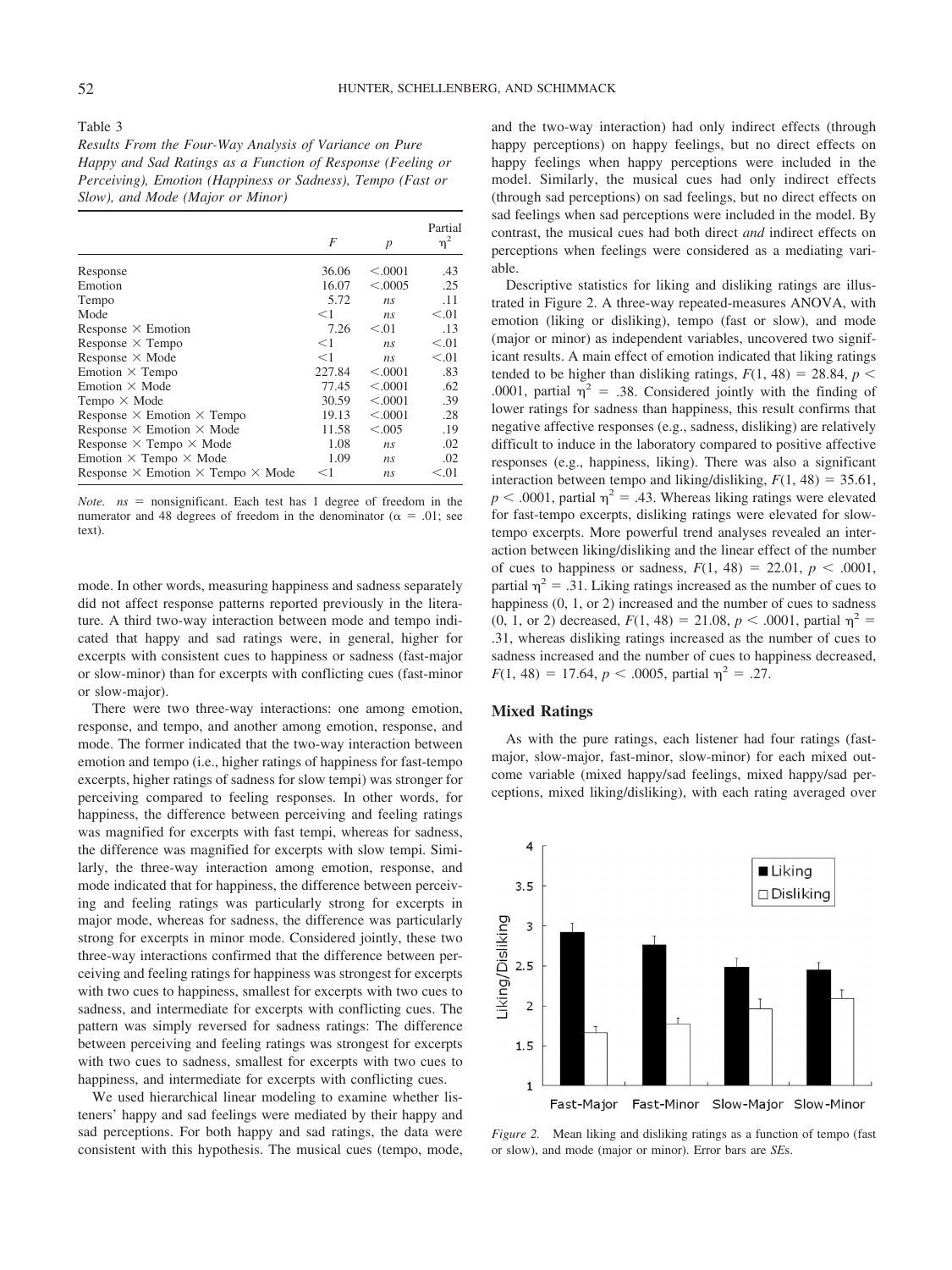Table 3

*Results From the Four-Way Analysis of Variance on Pure Happy and Sad Ratings as a Function of Response (Feeling or Perceiving), Emotion (Happiness or Sadness), Tempo (Fast or Slow), and Mode (Major or Minor)*

| | $F$ | $p$ | Partial $\eta^2$ |
|---|---|---|---|
| Response | 36.06 | $<.0001$ | .43 |
| Emotion | 16.07 | $<.0005$ | .25 |
| Tempo | 5.72 | *ns* | .11 |
| Mode | $<1$ | *ns* | $<.01$ |
| Response × Emotion | 7.26 | $<.01$ | .13 |
| Response × Tempo | $<1$ | *ns* | $<.01$ |
| Response × Mode | $<1$ | *ns* | $<.01$ |
| Emotion × Tempo | 227.84 | $<.0001$ | .83 |
| Emotion × Mode | 77.45 | $<.0001$ | .62 |
| Tempo × Mode | 30.59 | $<.0001$ | .39 |
| Response × Emotion × Tempo | 19.13 | $<.0001$ | .28 |
| Response × Emotion × Mode | 11.58 | $<.005$ | .19 |
| Response × Tempo × Mode | 1.08 | *ns* | .02 |
| Emotion × Tempo × Mode | 1.09 | *ns* | .02 |
| Response × Emotion × Tempo × Mode | $<1$ | *ns* | $<.01$ |

*Note.* *ns* = nonsignificant. Each test has 1 degree of freedom in the numerator and 48 degrees of freedom in the denominator ($\alpha = .01$; see text).

mode. In other words, measuring happiness and sadness separately did not affect response patterns reported previously in the literature. A third two-way interaction between mode and tempo indicated that happy and sad ratings were, in general, higher for excerpts with consistent cues to happiness or sadness (fast-major or slow-minor) than for excerpts with conflicting cues (fast-minor or slow-major).

There were two three-way interactions: one among emotion, response, and tempo, and another among emotion, response, and mode. The former indicated that the two-way interaction between emotion and tempo (i.e., higher ratings of happiness for fast-tempo excerpts, higher ratings of sadness for slow tempi) was stronger for perceiving compared to feeling responses. In other words, for happiness, the difference between perceiving and feeling ratings was magnified for excerpts with fast tempi, whereas for sadness, the difference was magnified for excerpts with slow tempi. Similarly, the three-way interaction among emotion, response, and mode indicated that for happiness, the difference between perceiving and feeling ratings was particularly strong for excerpts in major mode, whereas for sadness, the difference was particularly strong for excerpts in minor mode. Considered jointly, these two three-way interactions confirmed that the difference between perceiving and feeling ratings for happiness was strongest for excerpts with two cues to happiness, smallest for excerpts with two cues to sadness, and intermediate for excerpts with conflicting cues. The pattern was simply reversed for sadness ratings: The difference between perceiving and feeling ratings was strongest for excerpts with two cues to sadness, smallest for excerpts with two cues to happiness, and intermediate for excerpts with conflicting cues.

We used hierarchical linear modeling to examine whether listeners' happy and sad feelings were mediated by their happy and sad perceptions. For both happy and sad ratings, the data were consistent with this hypothesis. The musical cues (tempo, mode, and the two-way interaction) had only indirect effects (through happy perceptions) on happy feelings, but no direct effects on happy feelings when happy perceptions were included in the model. Similarly, the musical cues had only indirect effects (through sad perceptions) on sad feelings, but no direct effects on sad feelings when sad perceptions were included in the model. By contrast, the musical cues had both direct *and* indirect effects on perceptions when feelings were considered as a mediating variable.

Descriptive statistics for liking and disliking ratings are illustrated in Figure 2. A three-way repeated-measures ANOVA, with emotion (liking or disliking), tempo (fast or slow), and mode (major or minor) as independent variables, uncovered two significant results. A main effect of emotion indicated that liking ratings tended to be higher than disliking ratings, $F(1, 48) = 28.84$, $p < .0001$, partial $\eta^2 = .38$. Considered jointly with the finding of lower ratings for sadness than happiness, this result confirms that negative affective responses (e.g., sadness, disliking) are relatively difficult to induce in the laboratory compared to positive affective responses (e.g., happiness, liking). There was also a significant interaction between tempo and liking/disliking, $F(1, 48) = 35.61$, $p < .0001$, partial $\eta^2 = .43$. Whereas liking ratings were elevated for fast-tempo excerpts, disliking ratings were elevated for slow-tempo excerpts. More powerful trend analyses revealed an interaction between liking/disliking and the linear effect of the number of cues to happiness or sadness, $F(1, 48) = 22.01$, $p < .0001$, partial $\eta^2 = .31$. Liking ratings increased as the number of cues to happiness (0, 1, or 2) increased and the number of cues to sadness (0, 1, or 2) decreased, $F(1, 48) = 21.08$, $p < .0001$, partial $\eta^2 = .31$, whereas disliking ratings increased as the number of cues to sadness increased and the number of cues to happiness decreased, $F(1, 48) = 17.64$, $p < .0005$, partial $\eta^2 = .27$.

## Mixed Ratings

As with the pure ratings, each listener had four ratings (fast-major, slow-major, fast-minor, slow-minor) for each mixed outcome variable (mixed happy/sad feelings, mixed happy/sad perceptions, mixed liking/disliking), with each rating averaged over

*Figure 2.* Mean liking and disliking ratings as a function of tempo (fast or slow), and mode (major or minor). Error bars are *SE*s.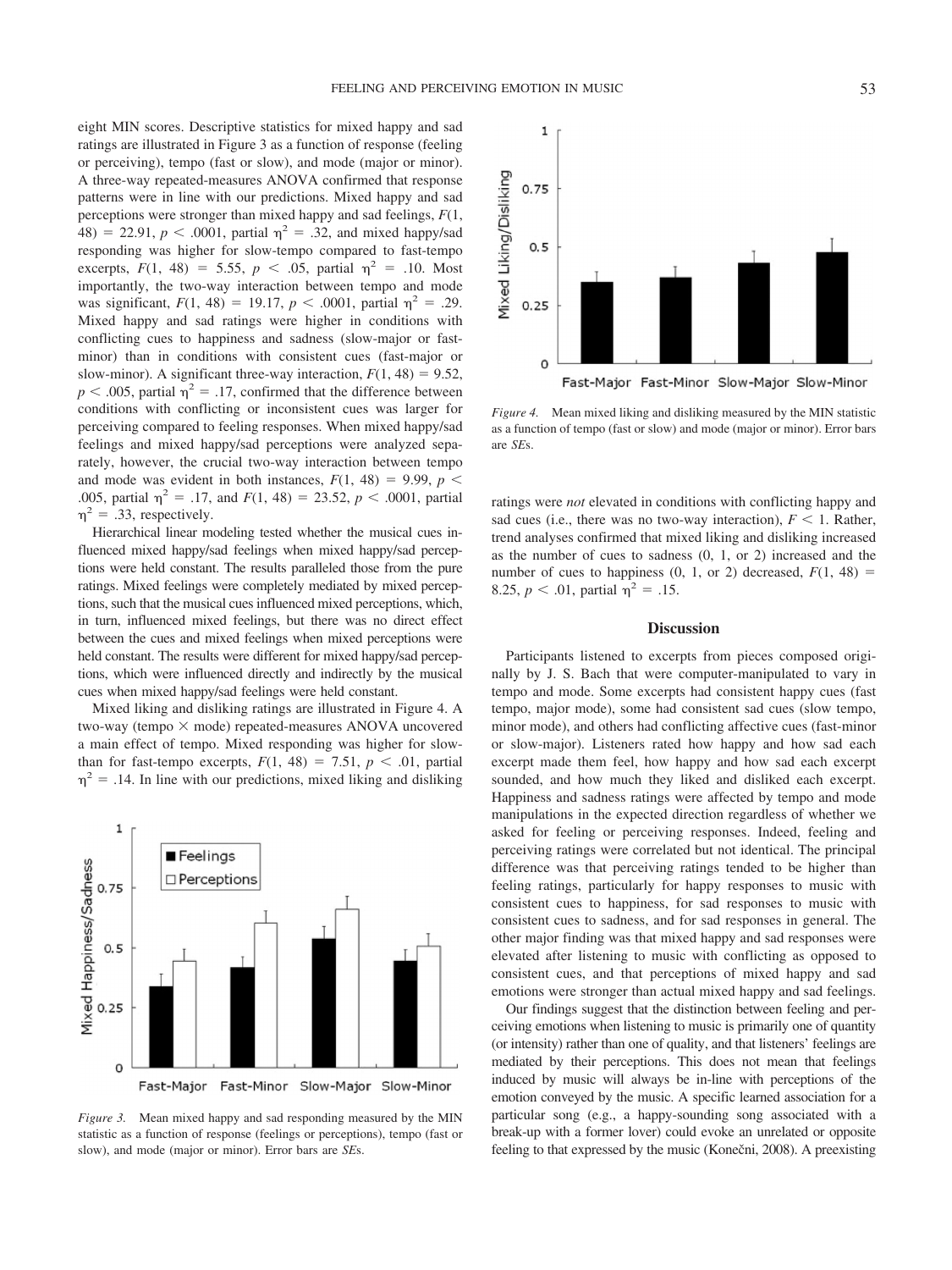eight MIN scores. Descriptive statistics for mixed happy and sad ratings are illustrated in Figure 3 as a function of response (feeling or perceiving), tempo (fast or slow), and mode (major or minor). A three-way repeated-measures ANOVA confirmed that response patterns were in line with our predictions. Mixed happy and sad perceptions were stronger than mixed happy and sad feelings, $F(1, 48) = 22.91$, $p < .0001$, partial $\eta^2 = .32$, and mixed happy/sad responding was higher for slow-tempo compared to fast-tempo excerpts, $F(1, 48) = 5.55$, $p < .05$, partial $\eta^2 = .10$. Most importantly, the two-way interaction between tempo and mode was significant, $F(1, 48) = 19.17$, $p < .0001$, partial $\eta^2 = .29$. Mixed happy and sad ratings were higher in conditions with conflicting cues to happiness and sadness (slow-major or fast-minor) than in conditions with consistent cues (fast-major or slow-minor). A significant three-way interaction, $F(1, 48) = 9.52$, $p < .005$, partial $\eta^2 = .17$, confirmed that the difference between conditions with conflicting or inconsistent cues was larger for perceiving compared to feeling responses. When mixed happy/sad feelings and mixed happy/sad perceptions were analyzed separately, however, the crucial two-way interaction between tempo and mode was evident in both instances, $F(1, 48) = 9.99$, $p < .005$, partial $\eta^2 = .17$, and $F(1, 48) = 23.52$, $p < .0001$, partial $\eta^2 = .33$, respectively.

Hierarchical linear modeling tested whether the musical cues influenced mixed happy/sad feelings when mixed happy/sad perceptions were held constant. The results paralleled those from the pure ratings. Mixed feelings were completely mediated by mixed perceptions, such that the musical cues influenced mixed perceptions, which, in turn, influenced mixed feelings, but there was no direct effect between the cues and mixed feelings when mixed perceptions were held constant. The results were different for mixed happy/sad perceptions, which were influenced directly and indirectly by the musical cues when mixed happy/sad feelings were held constant.

Mixed liking and disliking ratings are illustrated in Figure 4. A two-way (tempo × mode) repeated-measures ANOVA uncovered a main effect of tempo. Mixed responding was higher for slow- than for fast-tempo excerpts, $F(1, 48) = 7.51$, $p < .01$, partial $\eta^2 = .14$. In line with our predictions, mixed liking and disliking ratings were *not* elevated in conditions with conflicting happy and sad cues (i.e., there was no two-way interaction), $F < 1$. Rather, trend analyses confirmed that mixed liking and disliking increased as the number of cues to sadness (0, 1, or 2) increased and the number of cues to happiness (0, 1, or 2) decreased, $F(1, 48) = 8.25$, $p < .01$, partial $\eta^2 = .15$.

*Figure 3.* Mean mixed happy and sad responding measured by the MIN statistic as a function of response (feelings or perceptions), tempo (fast or slow), and mode (major or minor). Error bars are *SE*s.

*Figure 4.* Mean mixed liking and disliking measured by the MIN statistic as a function of tempo (fast or slow) and mode (major or minor). Error bars are *SE*s.

## Discussion

Participants listened to excerpts from pieces composed originally by J. S. Bach that were computer-manipulated to vary in tempo and mode. Some excerpts had consistent happy cues (fast tempo, major mode), some had consistent sad cues (slow tempo, minor mode), and others had conflicting affective cues (fast-minor or slow-major). Listeners rated how happy and how sad each excerpt made them feel, how happy and how sad each excerpt sounded, and how much they liked and disliked each excerpt. Happiness and sadness ratings were affected by tempo and mode manipulations in the expected direction regardless of whether we asked for feeling or perceiving responses. Indeed, feeling and perceiving ratings were correlated but not identical. The principal difference was that perceiving ratings tended to be higher than feeling ratings, particularly for happy responses to music with consistent cues to happiness, for sad responses to music with consistent cues to sadness, and for sad responses in general. The other major finding was that mixed happy and sad responses were elevated after listening to music with conflicting as opposed to consistent cues, and that perceptions of mixed happy and sad emotions were stronger than actual mixed happy and sad feelings.

Our findings suggest that the distinction between feeling and perceiving emotions when listening to music is primarily one of quantity (or intensity) rather than one of quality, and that listeners' feelings are mediated by their perceptions. This does not mean that feelings induced by music will always be in-line with perceptions of the emotion conveyed by the music. A specific learned association for a particular song (e.g., a happy-sounding song associated with a break-up with a former lover) could evoke an unrelated or opposite feeling to that expressed by the music (Konečni, 2008). A preexisting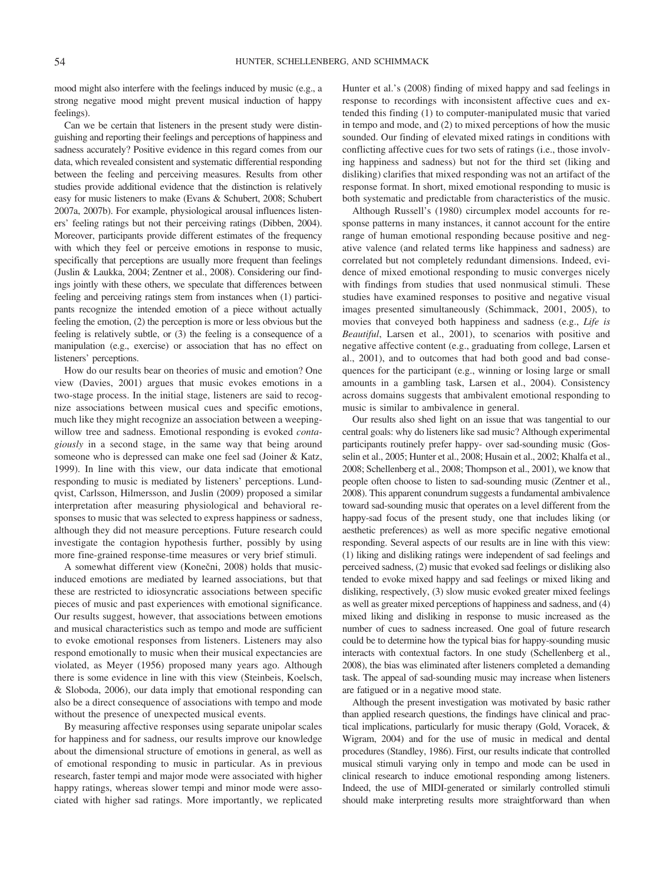mood might also interfere with the feelings induced by music (e.g., a strong negative mood might prevent musical induction of happy feelings).

Can we be certain that listeners in the present study were distinguishing and reporting their feelings and perceptions of happiness and sadness accurately? Positive evidence in this regard comes from our data, which revealed consistent and systematic differential responding between the feeling and perceiving measures. Results from other studies provide additional evidence that the distinction is relatively easy for music listeners to make (Evans & Schubert, 2008; Schubert 2007a, 2007b). For example, physiological arousal influences listeners' feeling ratings but not their perceiving ratings (Dibben, 2004). Moreover, participants provide different estimates of the frequency with which they feel or perceive emotions in response to music, specifically that perceptions are usually more frequent than feelings (Juslin & Laukka, 2004; Zentner et al., 2008). Considering our findings jointly with these others, we speculate that differences between feeling and perceiving ratings stem from instances when (1) participants recognize the intended emotion of a piece without actually feeling the emotion, (2) the perception is more or less obvious but the feeling is relatively subtle, or (3) the feeling is a consequence of a manipulation (e.g., exercise) or association that has no effect on listeners' perceptions.

How do our results bear on theories of music and emotion? One view (Davies, 2001) argues that music evokes emotions in a two-stage process. In the initial stage, listeners are said to recognize associations between musical cues and specific emotions, much like they might recognize an association between a weeping-willow tree and sadness. Emotional responding is evoked *contagiously* in a second stage, in the same way that being around someone who is depressed can make one feel sad (Joiner & Katz, 1999). In line with this view, our data indicate that emotional responding to music is mediated by listeners' perceptions. Lundqvist, Carlsson, Hilmersson, and Juslin (2009) proposed a similar interpretation after measuring physiological and behavioral responses to music that was selected to express happiness or sadness, although they did not measure perceptions. Future research could investigate the contagion hypothesis further, possibly by using more fine-grained response-time measures or very brief stimuli.

A somewhat different view (Konečni, 2008) holds that music-induced emotions are mediated by learned associations, but that these are restricted to idiosyncratic associations between specific pieces of music and past experiences with emotional significance. Our results suggest, however, that associations between emotions and musical characteristics such as tempo and mode are sufficient to evoke emotional responses from listeners. Listeners may also respond emotionally to music when their musical expectancies are violated, as Meyer (1956) proposed many years ago. Although there is some evidence in line with this view (Steinbeis, Koelsch, & Sloboda, 2006), our data imply that emotional responding can also be a direct consequence of associations with tempo and mode without the presence of unexpected musical events.

By measuring affective responses using separate unipolar scales for happiness and for sadness, our results improve our knowledge about the dimensional structure of emotions in general, as well as of emotional responding to music in particular. As in previous research, faster tempi and major mode were associated with higher happy ratings, whereas slower tempi and minor mode were associated with higher sad ratings. More importantly, we replicated Hunter et al.'s (2008) finding of mixed happy and sad feelings in response to recordings with inconsistent affective cues and extended this finding (1) to computer-manipulated music that varied in tempo and mode, and (2) to mixed perceptions of how the music sounded. Our finding of elevated mixed ratings in conditions with conflicting affective cues for two sets of ratings (i.e., those involving happiness and sadness) but not for the third set (liking and disliking) clarifies that mixed responding was not an artifact of the response format. In short, mixed emotional responding to music is both systematic and predictable from characteristics of the music.

Although Russell's (1980) circumplex model accounts for response patterns in many instances, it cannot account for the entire range of human emotional responding because positive and negative valence (and related terms like happiness and sadness) are correlated but not completely redundant dimensions. Indeed, evidence of mixed emotional responding to music converges nicely with findings from studies that used nonmusical stimuli. These studies have examined responses to positive and negative visual images presented simultaneously (Schimmack, 2001, 2005), to movies that conveyed both happiness and sadness (e.g., *Life is Beautiful*, Larsen et al., 2001), to scenarios with positive and negative affective content (e.g., graduating from college, Larsen et al., 2001), and to outcomes that had both good and bad consequences for the participant (e.g., winning or losing large or small amounts in a gambling task, Larsen et al., 2004). Consistency across domains suggests that ambivalent emotional responding to music is similar to ambivalence in general.

Our results also shed light on an issue that was tangential to our central goals: why do listeners like sad music? Although experimental participants routinely prefer happy- over sad-sounding music (Gosselin et al., 2005; Hunter et al., 2008; Husain et al., 2002; Khalfa et al., 2008; Schellenberg et al., 2008; Thompson et al., 2001), we know that people often choose to listen to sad-sounding music (Zentner et al., 2008). This apparent conundrum suggests a fundamental ambivalence toward sad-sounding music that operates on a level different from the happy-sad focus of the present study, one that includes liking (or aesthetic preferences) as well as more specific negative emotional responding. Several aspects of our results are in line with this view: (1) liking and disliking ratings were independent of sad feelings and perceived sadness, (2) music that evoked sad feelings or disliking also tended to evoke mixed happy and sad feelings or mixed liking and disliking, respectively, (3) slow music evoked greater mixed feelings as well as greater mixed perceptions of happiness and sadness, and (4) mixed liking and disliking in response to music increased as the number of cues to sadness increased. One goal of future research could be to determine how the typical bias for happy-sounding music interacts with contextual factors. In one study (Schellenberg et al., 2008), the bias was eliminated after listeners completed a demanding task. The appeal of sad-sounding music may increase when listeners are fatigued or in a negative mood state.

Although the present investigation was motivated by basic rather than applied research questions, the findings have clinical and practical implications, particularly for music therapy (Gold, Voracek, & Wigram, 2004) and for the use of music in medical and dental procedures (Standley, 1986). First, our results indicate that controlled musical stimuli varying only in tempo and mode can be used in clinical research to induce emotional responding among listeners. Indeed, the use of MIDI-generated or similarly controlled stimuli should make interpreting results more straightforward than when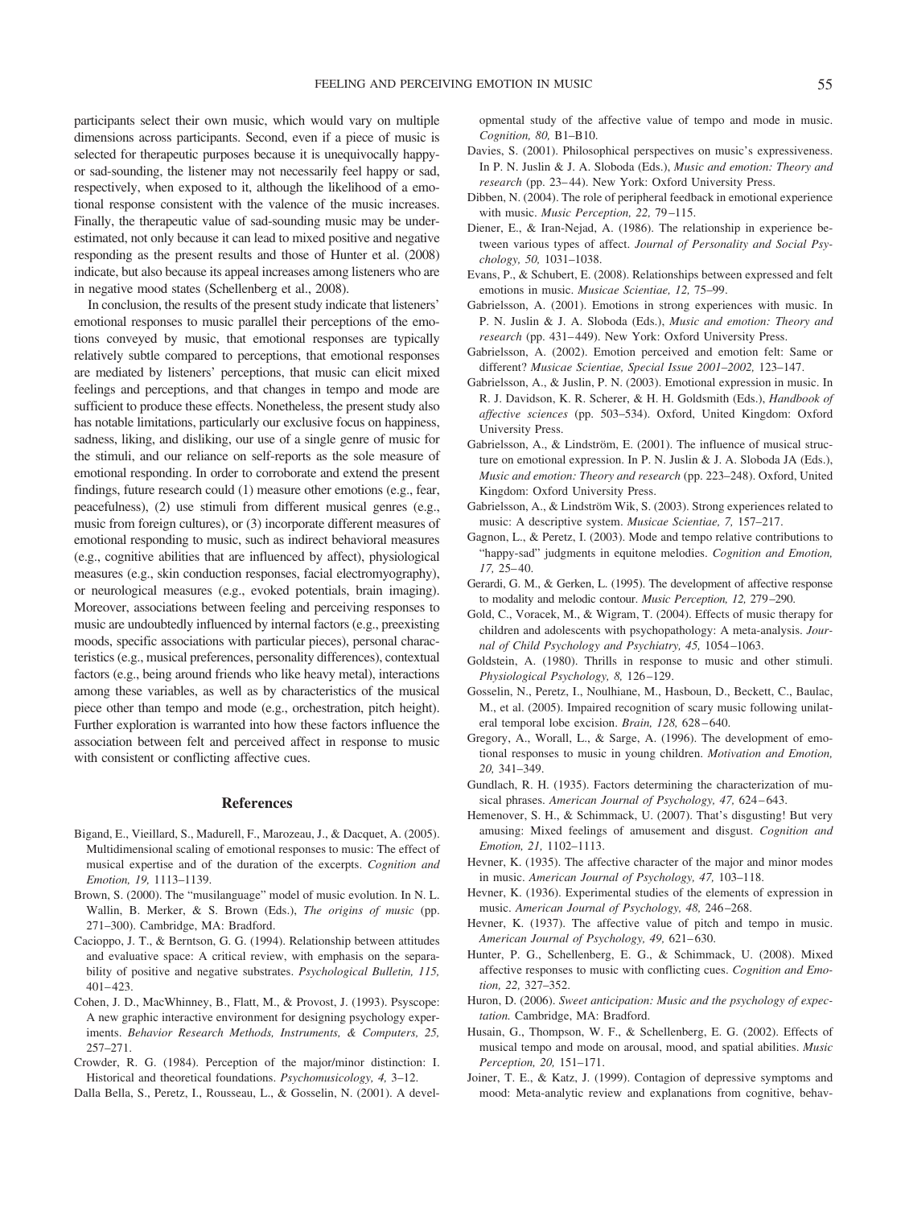participants select their own music, which would vary on multiple dimensions across participants. Second, even if a piece of music is selected for therapeutic purposes because it is unequivocally happy- or sad-sounding, the listener may not necessarily feel happy or sad, respectively, when exposed to it, although the likelihood of a emotional response consistent with the valence of the music increases. Finally, the therapeutic value of sad-sounding music may be underestimated, not only because it can lead to mixed positive and negative responding as the present results and those of Hunter et al. (2008) indicate, but also because its appeal increases among listeners who are in negative mood states (Schellenberg et al., 2008).

In conclusion, the results of the present study indicate that listeners' emotional responses to music parallel their perceptions of the emotions conveyed by music, that emotional responses are typically relatively subtle compared to perceptions, that emotional responses are mediated by listeners' perceptions, that music can elicit mixed feelings and perceptions, and that changes in tempo and mode are sufficient to produce these effects. Nonetheless, the present study also has notable limitations, particularly our exclusive focus on happiness, sadness, liking, and disliking, our use of a single genre of music for the stimuli, and our reliance on self-reports as the sole measure of emotional responding. In order to corroborate and extend the present findings, future research could (1) measure other emotions (e.g., fear, peacefulness), (2) use stimuli from different musical genres (e.g., music from foreign cultures), or (3) incorporate different measures of emotional responding to music, such as indirect behavioral measures (e.g., cognitive abilities that are influenced by affect), physiological measures (e.g., skin conduction responses, facial electromyography), or neurological measures (e.g., evoked potentials, brain imaging). Moreover, associations between feeling and perceiving responses to music are undoubtedly influenced by internal factors (e.g., preexisting moods, specific associations with particular pieces), personal characteristics (e.g., musical preferences, personality differences), contextual factors (e.g., being around friends who like heavy metal), interactions among these variables, as well as by characteristics of the musical piece other than tempo and mode (e.g., orchestration, pitch height). Further exploration is warranted into how these factors influence the association between felt and perceived affect in response to music with consistent or conflicting affective cues.

## References

Bigand, E., Vieillard, S., Madurell, F., Marozeau, J., & Dacquet, A. (2005). Multidimensional scaling of emotional responses to music: The effect of musical expertise and of the duration of the excerpts. *Cognition and Emotion, 19,* 1113–1139.

Brown, S. (2000). The "musilanguage" model of music evolution. In N. L. Wallin, B. Merker, & S. Brown (Eds.), *The origins of music* (pp. 271–300). Cambridge, MA: Bradford.

Cacioppo, J. T., & Berntson, G. G. (1994). Relationship between attitudes and evaluative space: A critical review, with emphasis on the separability of positive and negative substrates. *Psychological Bulletin, 115,* 401–423.

Cohen, J. D., MacWhinney, B., Flatt, M., & Provost, J. (1993). Psyscope: A new graphic interactive environment for designing psychology experiments. *Behavior Research Methods, Instruments, & Computers, 25,* 257–271.

Crowder, R. G. (1984). Perception of the major/minor distinction: I. Historical and theoretical foundations. *Psychomusicology, 4,* 3–12.

Dalla Bella, S., Peretz, I., Rousseau, L., & Gosselin, N. (2001). A developmental study of the affective value of tempo and mode in music. *Cognition, 80,* B1–B10.

Davies, S. (2001). Philosophical perspectives on music's expressiveness. In P. N. Juslin & J. A. Sloboda (Eds.), *Music and emotion: Theory and research* (pp. 23–44). New York: Oxford University Press.

Dibben, N. (2004). The role of peripheral feedback in emotional experience with music. *Music Perception, 22,* 79–115.

Diener, E., & Iran-Nejad, A. (1986). The relationship in experience between various types of affect. *Journal of Personality and Social Psychology, 50,* 1031–1038.

Evans, P., & Schubert, E. (2008). Relationships between expressed and felt emotions in music. *Musicae Scientiae, 12,* 75–99.

Gabrielsson, A. (2001). Emotions in strong experiences with music. In P. N. Juslin & J. A. Sloboda (Eds.), *Music and emotion: Theory and research* (pp. 431–449). New York: Oxford University Press.

Gabrielsson, A. (2002). Emotion perceived and emotion felt: Same or different? *Musicae Scientiae, Special Issue 2001–2002,* 123–147.

Gabrielsson, A., & Juslin, P. N. (2003). Emotional expression in music. In R. J. Davidson, K. R. Scherer, & H. H. Goldsmith (Eds.), *Handbook of affective sciences* (pp. 503–534). Oxford, United Kingdom: Oxford University Press.

Gabrielsson, A., & Lindström, E. (2001). The influence of musical structure on emotional expression. In P. N. Juslin & J. A. Sloboda JA (Eds.), *Music and emotion: Theory and research* (pp. 223–248). Oxford, United Kingdom: Oxford University Press.

Gabrielsson, A., & Lindström Wik, S. (2003). Strong experiences related to music: A descriptive system. *Musicae Scientiae, 7,* 157–217.

Gagnon, L., & Peretz, I. (2003). Mode and tempo relative contributions to "happy-sad" judgments in equitone melodies. *Cognition and Emotion, 17,* 25–40.

Gerardi, G. M., & Gerken, L. (1995). The development of affective response to modality and melodic contour. *Music Perception, 12,* 279–290.

Gold, C., Voracek, M., & Wigram, T. (2004). Effects of music therapy for children and adolescents with psychopathology: A meta-analysis. *Journal of Child Psychology and Psychiatry, 45,* 1054–1063.

Goldstein, A. (1980). Thrills in response to music and other stimuli. *Physiological Psychology, 8,* 126–129.

Gosselin, N., Peretz, I., Noulhiane, M., Hasboun, D., Beckett, C., Baulac, M., et al. (2005). Impaired recognition of scary music following unilateral temporal lobe excision. *Brain, 128,* 628–640.

Gregory, A., Worall, L., & Sarge, A. (1996). The development of emotional responses to music in young children. *Motivation and Emotion, 20,* 341–349.

Gundlach, R. H. (1935). Factors determining the characterization of musical phrases. *American Journal of Psychology, 47,* 624–643.

Hemenover, S. H., & Schimmack, U. (2007). That's disgusting! But very amusing: Mixed feelings of amusement and disgust. *Cognition and Emotion, 21,* 1102–1113.

Hevner, K. (1935). The affective character of the major and minor modes in music. *American Journal of Psychology, 47,* 103–118.

Hevner, K. (1936). Experimental studies of the elements of expression in music. *American Journal of Psychology, 48,* 246–268.

Hevner, K. (1937). The affective value of pitch and tempo in music. *American Journal of Psychology, 49,* 621–630.

Hunter, P. G., Schellenberg, E. G., & Schimmack, U. (2008). Mixed affective responses to music with conflicting cues. *Cognition and Emotion, 22,* 327–352.

Huron, D. (2006). *Sweet anticipation: Music and the psychology of expectation.* Cambridge, MA: Bradford.

Husain, G., Thompson, W. F., & Schellenberg, E. G. (2002). Effects of musical tempo and mode on arousal, mood, and spatial abilities. *Music Perception, 20,* 151–171.

Joiner, T. E., & Katz, J. (1999). Contagion of depressive symptoms and mood: Meta-analytic review and explanations from cognitive, behav-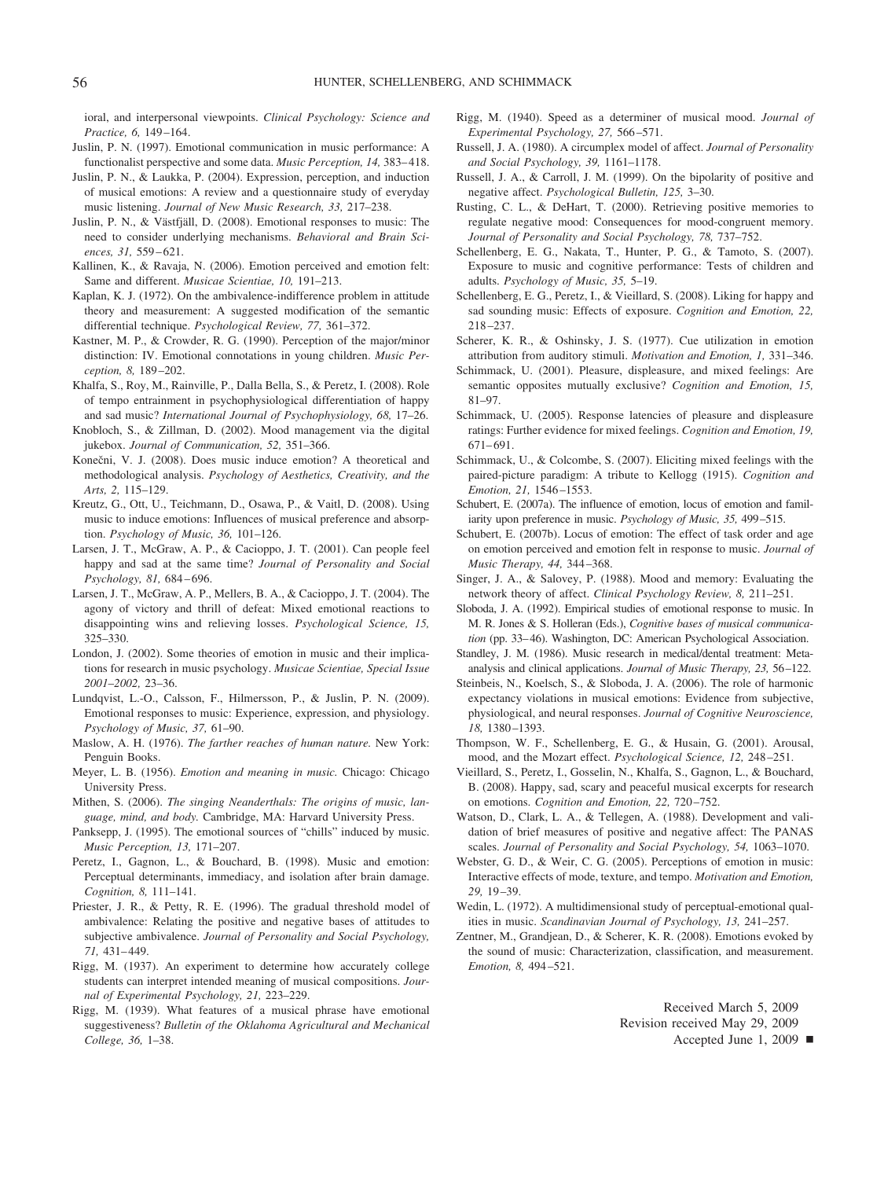ioral, and interpersonal viewpoints. *Clinical Psychology: Science and Practice, 6,* 149–164.

Juslin, P. N. (1997). Emotional communication in music performance: A functionalist perspective and some data. *Music Perception, 14,* 383–418.

Juslin, P. N., & Laukka, P. (2004). Expression, perception, and induction of musical emotions: A review and a questionnaire study of everyday music listening. *Journal of New Music Research, 33,* 217–238.

Juslin, P. N., & Västfjäll, D. (2008). Emotional responses to music: The need to consider underlying mechanisms. *Behavioral and Brain Sciences, 31,* 559–621.

Kallinen, K., & Ravaja, N. (2006). Emotion perceived and emotion felt: Same and different. *Musicae Scientiae, 10,* 191–213.

Kaplan, K. J. (1972). On the ambivalence-indifference problem in attitude theory and measurement: A suggested modification of the semantic differential technique. *Psychological Review, 77,* 361–372.

Kastner, M. P., & Crowder, R. G. (1990). Perception of the major/minor distinction: IV. Emotional connotations in young children. *Music Perception, 8,* 189–202.

Khalfa, S., Roy, M., Rainville, P., Dalla Bella, S., & Peretz, I. (2008). Role of tempo entrainment in psychophysiological differentiation of happy and sad music? *International Journal of Psychophysiology, 68,* 17–26.

Knobloch, S., & Zillman, D. (2002). Mood management via the digital jukebox. *Journal of Communication, 52,* 351–366.

Konečni, V. J. (2008). Does music induce emotion? A theoretical and methodological analysis. *Psychology of Aesthetics, Creativity, and the Arts, 2,* 115–129.

Kreutz, G., Ott, U., Teichmann, D., Osawa, P., & Vaitl, D. (2008). Using music to induce emotions: Influences of musical preference and absorption. *Psychology of Music, 36,* 101–126.

Larsen, J. T., McGraw, A. P., & Cacioppo, J. T. (2001). Can people feel happy and sad at the same time? *Journal of Personality and Social Psychology, 81,* 684–696.

Larsen, J. T., McGraw, A. P., Mellers, B. A., & Cacioppo, J. T. (2004). The agony of victory and thrill of defeat: Mixed emotional reactions to disappointing wins and relieving losses. *Psychological Science, 15,* 325–330.

London, J. (2002). Some theories of emotion in music and their implications for research in music psychology. *Musicae Scientiae, Special Issue 2001–2002,* 23–36.

Lundqvist, L.-O., Calsson, F., Hilmersson, P., & Juslin, P. N. (2009). Emotional responses to music: Experience, expression, and physiology. *Psychology of Music, 37,* 61–90.

Maslow, A. H. (1976). *The farther reaches of human nature.* New York: Penguin Books.

Meyer, L. B. (1956). *Emotion and meaning in music.* Chicago: Chicago University Press.

Mithen, S. (2006). *The singing Neanderthals: The origins of music, language, mind, and body.* Cambridge, MA: Harvard University Press.

Panksepp, J. (1995). The emotional sources of "chills" induced by music. *Music Perception, 13,* 171–207.

Peretz, I., Gagnon, L., & Bouchard, B. (1998). Music and emotion: Perceptual determinants, immediacy, and isolation after brain damage. *Cognition, 8,* 111–141.

Priester, J. R., & Petty, R. E. (1996). The gradual threshold model of ambivalence: Relating the positive and negative bases of attitudes to subjective ambivalence. *Journal of Personality and Social Psychology, 71,* 431–449.

Rigg, M. (1937). An experiment to determine how accurately college students can interpret intended meaning of musical compositions. *Journal of Experimental Psychology, 21,* 223–229.

Rigg, M. (1939). What features of a musical phrase have emotional suggestiveness? *Bulletin of the Oklahoma Agricultural and Mechanical College, 36,* 1–38.

Rigg, M. (1940). Speed as a determiner of musical mood. *Journal of Experimental Psychology, 27,* 566–571.

Russell, J. A. (1980). A circumplex model of affect. *Journal of Personality and Social Psychology, 39,* 1161–1178.

Russell, J. A., & Carroll, J. M. (1999). On the bipolarity of positive and negative affect. *Psychological Bulletin, 125,* 3–30.

Rusting, C. L., & DeHart, T. (2000). Retrieving positive memories to regulate negative mood: Consequences for mood-congruent memory. *Journal of Personality and Social Psychology, 78,* 737–752.

Schellenberg, E. G., Nakata, T., Hunter, P. G., & Tamoto, S. (2007). Exposure to music and cognitive performance: Tests of children and adults. *Psychology of Music, 35,* 5–19.

Schellenberg, E. G., Peretz, I., & Vieillard, S. (2008). Liking for happy and sad sounding music: Effects of exposure. *Cognition and Emotion, 22,* 218–237.

Scherer, K. R., & Oshinsky, J. S. (1977). Cue utilization in emotion attribution from auditory stimuli. *Motivation and Emotion, 1,* 331–346.

Schimmack, U. (2001). Pleasure, displeasure, and mixed feelings: Are semantic opposites mutually exclusive? *Cognition and Emotion, 15,* 81–97.

Schimmack, U. (2005). Response latencies of pleasure and displeasure ratings: Further evidence for mixed feelings. *Cognition and Emotion, 19,* 671–691.

Schimmack, U., & Colcombe, S. (2007). Eliciting mixed feelings with the paired-picture paradigm: A tribute to Kellogg (1915). *Cognition and Emotion, 21,* 1546–1553.

Schubert, E. (2007a). The influence of emotion, locus of emotion and familiarity upon preference in music. *Psychology of Music, 35,* 499–515.

Schubert, E. (2007b). Locus of emotion: The effect of task order and age on emotion perceived and emotion felt in response to music. *Journal of Music Therapy, 44,* 344–368.

Singer, J. A., & Salovey, P. (1988). Mood and memory: Evaluating the network theory of affect. *Clinical Psychology Review, 8,* 211–251.

Sloboda, J. A. (1992). Empirical studies of emotional response to music. In M. R. Jones & S. Holleran (Eds.), *Cognitive bases of musical communication* (pp. 33–46). Washington, DC: American Psychological Association.

Standley, J. M. (1986). Music research in medical/dental treatment: Meta-analysis and clinical applications. *Journal of Music Therapy, 23,* 56–122.

Steinbeis, N., Koelsch, S., & Sloboda, J. A. (2006). The role of harmonic expectancy violations in musical emotions: Evidence from subjective, physiological, and neural responses. *Journal of Cognitive Neuroscience, 18,* 1380–1393.

Thompson, W. F., Schellenberg, E. G., & Husain, G. (2001). Arousal, mood, and the Mozart effect. *Psychological Science, 12,* 248–251.

Vieillard, S., Peretz, I., Gosselin, N., Khalfa, S., Gagnon, L., & Bouchard, B. (2008). Happy, sad, scary and peaceful musical excerpts for research on emotions. *Cognition and Emotion, 22,* 720–752.

Watson, D., Clark, L. A., & Tellegen, A. (1988). Development and validation of brief measures of positive and negative affect: The PANAS scales. *Journal of Personality and Social Psychology, 54,* 1063–1070.

Webster, G. D., & Weir, C. G. (2005). Perceptions of emotion in music: Interactive effects of mode, texture, and tempo. *Motivation and Emotion, 29,* 19–39.

Wedin, L. (1972). A multidimensional study of perceptual-emotional qualities in music. *Scandinavian Journal of Psychology, 13,* 241–257.

Zentner, M., Grandjean, D., & Scherer, K. R. (2008). Emotions evoked by the sound of music: Characterization, classification, and measurement. *Emotion, 8,* 494–521.

Received March 5, 2009
Revision received May 29, 2009
Accepted June 1, 2009 ■